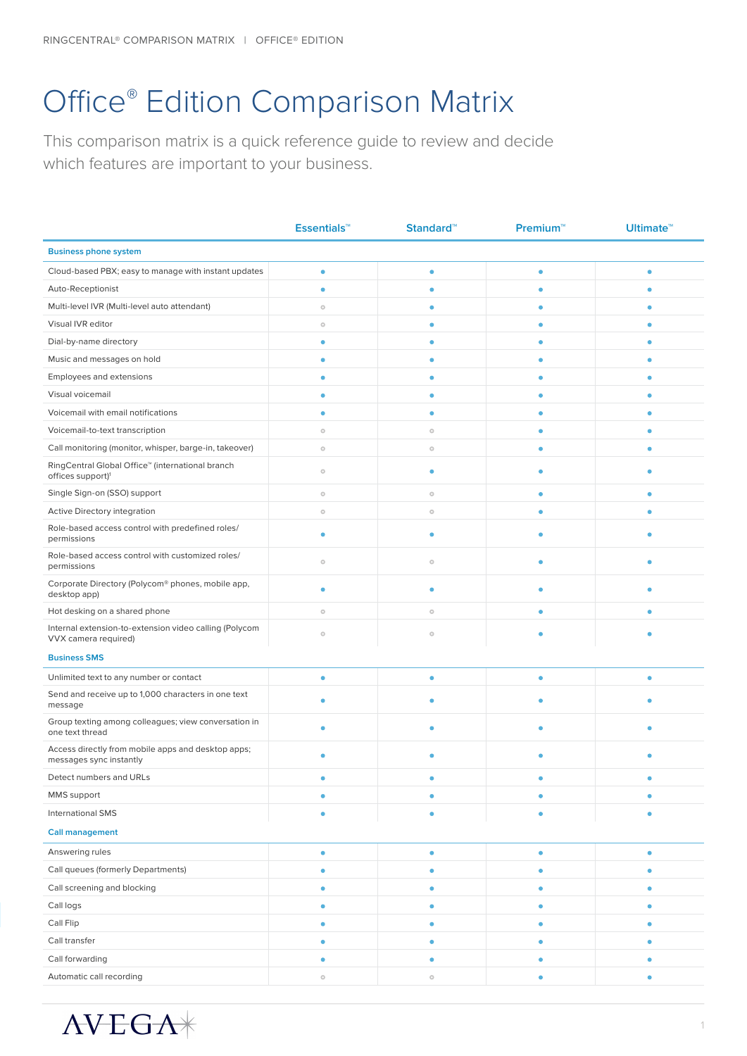# Office® Edition Comparison Matrix

This comparison matrix is a quick reference guide to review and decide which features are important to your business.

| | Essentials™ | Standard™ | Premium™ | Ultimate™ |
|---|---|---|---|---|
| **Business phone system** | | | | |
| Cloud-based PBX; easy to manage with instant updates | ● | ● | ● | ● |
| Auto-Receptionist | ● | ● | ● | ● |
| Multi-level IVR (Multi-level auto attendant) | ○ | ● | ● | ● |
| Visual IVR editor | ○ | ● | ● | ● |
| Dial-by-name directory | ● | ● | ● | ● |
| Music and messages on hold | ● | ● | ● | ● |
| Employees and extensions | ● | ● | ● | ● |
| Visual voicemail | ● | ● | ● | ● |
| Voicemail with email notifications | ● | ● | ● | ● |
| Voicemail-to-text transcription | ○ | ○ | ● | ● |
| Call monitoring (monitor, whisper, barge-in, takeover) | ○ | ○ | ● | ● |
| RingCentral Global Office™ (international branch offices support)[1] | ○ | ● | ● | ● |
| Single Sign-on (SSO) support | ○ | ○ | ● | ● |
| Active Directory integration | ○ | ○ | ● | ● |
| Role-based access control with predefined roles/ permissions | ● | ● | ● | ● |
| Role-based access control with customized roles/ permissions | ○ | ○ | ● | ● |
| Corporate Directory (Polycom® phones, mobile app, desktop app) | ● | ● | ● | ● |
| Hot desking on a shared phone | ○ | ○ | ● | ● |
| Internal extension-to-extension video calling (Polycom VVX camera required) | ○ | ○ | ● | ● |
| **Business SMS** | | | | |
| Unlimited text to any number or contact | ● | ● | ● | ● |
| Send and receive up to 1,000 characters in one text message | ● | ● | ● | ● |
| Group texting among colleagues; view conversation in one text thread | ● | ● | ● | ● |
| Access directly from mobile apps and desktop apps; messages sync instantly | ● | ● | ● | ● |
| Detect numbers and URLs | ● | ● | ● | ● |
| MMS support | ● | ● | ● | ● |
| International SMS | ● | ● | ● | ● |
| **Call management** | | | | |
| Answering rules | ● | ● | ● | ● |
| Call queues (formerly Departments) | ● | ● | ● | ● |
| Call screening and blocking | ● | ● | ● | ● |
| Call logs | ● | ● | ● | ● |
| Call Flip | ● | ● | ● | ● |
| Call transfer | ● | ● | ● | ● |
| Call forwarding | ● | ● | ● | ● |
| Automatic call recording | ○ | ○ | ● | ● |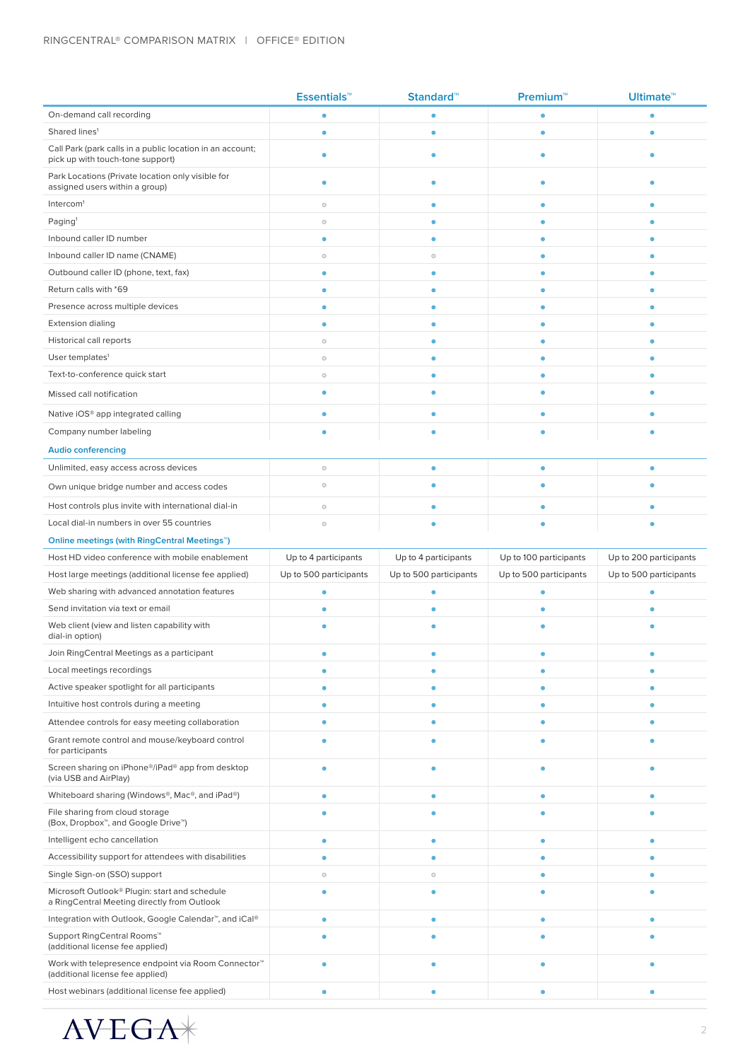| | Essentials™ | Standard™ | Premium™ | Ultimate™ |
|---|---|---|---|---|
| On-demand call recording | ● | ● | ● | ● |
| Shared lines[1] | ● | ● | ● | ● |
| Call Park (park calls in a public location in an account; pick up with touch-tone support) | ● | ● | ● | ● |
| Park Locations (Private location only visible for assigned users within a group) | ● | ● | ● | ● |
| Intercom[1] | ○ | ● | ● | ● |
| Paging[1] | ○ | ● | ● | ● |
| Inbound caller ID number | ● | ● | ● | ● |
| Inbound caller ID name (CNAME) | ○ | ○ | ● | ● |
| Outbound caller ID (phone, text, fax) | ● | ● | ● | ● |
| Return calls with *69 | ● | ● | ● | ● |
| Presence across multiple devices | ● | ● | ● | ● |
| Extension dialing | ● | ● | ● | ● |
| Historical call reports | ○ | ● | ● | ● |
| User templates[1] | ○ | ● | ● | ● |
| Text-to-conference quick start | ○ | ● | ● | ● |
| Missed call notification | ● | ● | ● | ● |
| Native iOS® app integrated calling | ● | ● | ● | ● |
| Company number labeling | ● | ● | ● | ● |
| **Audio conferencing** | | | | |
| Unlimited, easy access across devices | ○ | ● | ● | ● |
| Own unique bridge number and access codes | ○ | ● | ● | ● |
| Host controls plus invite with international dial-in | ○ | ● | ● | ● |
| Local dial-in numbers in over 55 countries | ○ | ● | ● | ● |
| **Online meetings (with RingCentral Meetings™)** | | | | |
| Host HD video conference with mobile enablement | Up to 4 participants | Up to 4 participants | Up to 100 participants | Up to 200 participants |
| Host large meetings (additional license fee applied) | Up to 500 participants | Up to 500 participants | Up to 500 participants | Up to 500 participants |
| Web sharing with advanced annotation features | ● | ● | ● | ● |
| Send invitation via text or email | ● | ● | ● | ● |
| Web client (view and listen capability with dial-in option) | ● | ● | ● | ● |
| Join RingCentral Meetings as a participant | ● | ● | ● | ● |
| Local meetings recordings | ● | ● | ● | ● |
| Active speaker spotlight for all participants | ● | ● | ● | ● |
| Intuitive host controls during a meeting | ● | ● | ● | ● |
| Attendee controls for easy meeting collaboration | ● | ● | ● | ● |
| Grant remote control and mouse/keyboard control for participants | ● | ● | ● | ● |
| Screen sharing on iPhone®/iPad® app from desktop (via USB and AirPlay) | ● | ● | ● | ● |
| Whiteboard sharing (Windows®, Mac®, and iPad®) | ● | ● | ● | ● |
| File sharing from cloud storage (Box, Dropbox™, and Google Drive™) | ● | ● | ● | ● |
| Intelligent echo cancellation | ● | ● | ● | ● |
| Accessibility support for attendees with disabilities | ● | ● | ● | ● |
| Single Sign-on (SSO) support | ○ | ○ | ● | ● |
| Microsoft Outlook® Plugin: start and schedule a RingCentral Meeting directly from Outlook | ● | ● | ● | ● |
| Integration with Outlook, Google Calendar™, and iCal® | ● | ● | ● | ● |
| Support RingCentral Rooms™ (additional license fee applied) | ● | ● | ● | ● |
| Work with telepresence endpoint via Room Connector™ (additional license fee applied) | ● | ● | ● | ● |
| Host webinars (additional license fee applied) | ● | ● | ● | ● |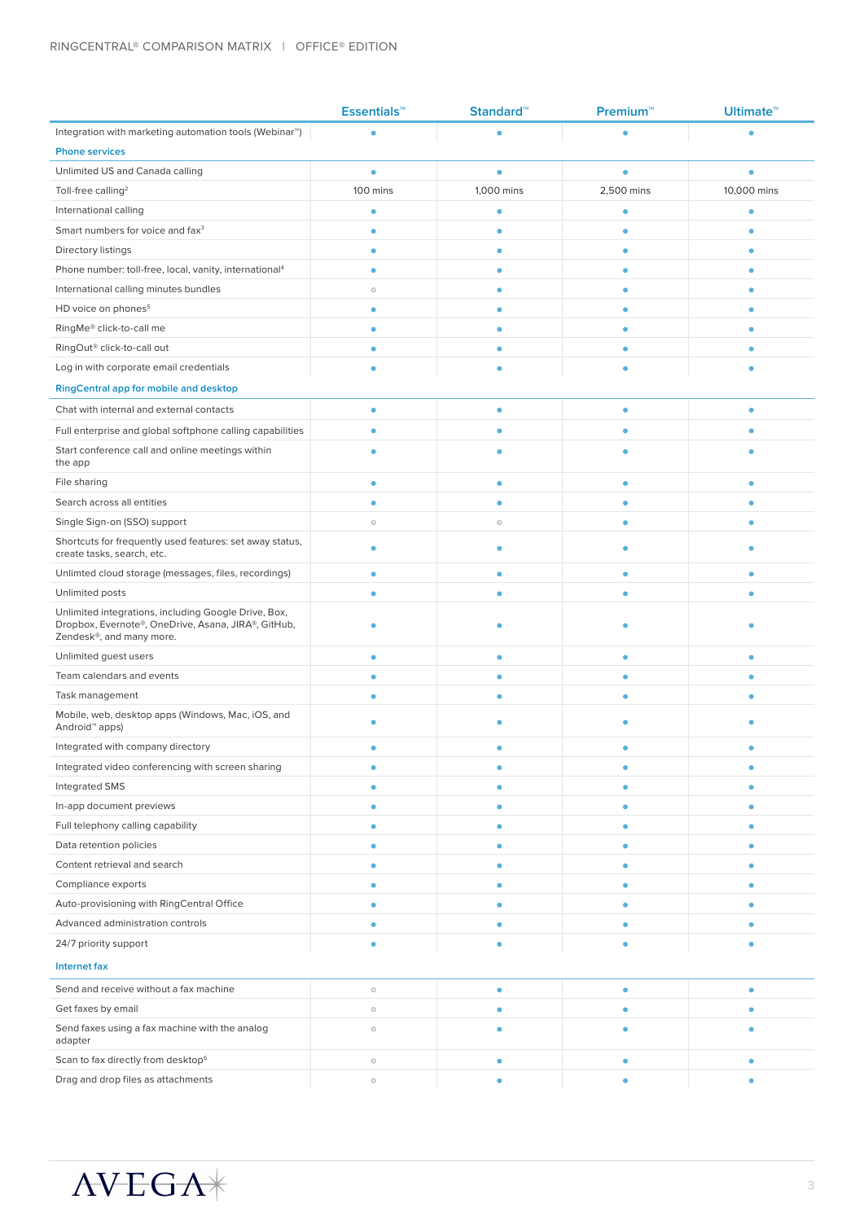| | Essentials™ | Standard™ | Premium™ | Ultimate™ |
|---|---|---|---|---|
| Integration with marketing automation tools (Webinar™) | ● | ● | ● | ● |
| **Phone services** | | | | |
| Unlimited US and Canada calling | ● | ● | ● | ● |
| Toll-free calling[2] | 100 mins | 1,000 mins | 2,500 mins | 10,000 mins |
| International calling | ● | ● | ● | ● |
| Smart numbers for voice and fax[3] | ● | ● | ● | ● |
| Directory listings | ● | ● | ● | ● |
| Phone number: toll-free, local, vanity, international[4] | ● | ● | ● | ● |
| International calling minutes bundles | ○ | ● | ● | ● |
| HD voice on phones[5] | ● | ● | ● | ● |
| RingMe® click-to-call me | ● | ● | ● | ● |
| RingOut® click-to-call out | ● | ● | ● | ● |
| Log in with corporate email credentials | ● | ● | ● | ● |
| **RingCentral app for mobile and desktop** | | | | |
| Chat with internal and external contacts | ● | ● | ● | ● |
| Full enterprise and global softphone calling capabilities | ● | ● | ● | ● |
| Start conference call and online meetings within the app | ● | ● | ● | ● |
| File sharing | ● | ● | ● | ● |
| Search across all entities | ● | ● | ● | ● |
| Single Sign-on (SSO) support | ○ | ○ | ● | ● |
| Shortcuts for frequently used features: set away status, create tasks, search, etc. | ● | ● | ● | ● |
| Unlimited cloud storage (messages, files, recordings) | ● | ● | ● | ● |
| Unlimited posts | ● | ● | ● | ● |
| Unlimited integrations, including Google Drive, Box, Dropbox, Evernote®, OneDrive, Asana, JIRA®, GitHub, Zendesk®, and many more. | ● | ● | ● | ● |
| Unlimited guest users | ● | ● | ● | ● |
| Team calendars and events | ● | ● | ● | ● |
| Task management | ● | ● | ● | ● |
| Mobile, web, desktop apps (Windows, Mac, iOS, and Android™ apps) | ● | ● | ● | ● |
| Integrated with company directory | ● | ● | ● | ● |
| Integrated video conferencing with screen sharing | ● | ● | ● | ● |
| Integrated SMS | ● | ● | ● | ● |
| In-app document previews | ● | ● | ● | ● |
| Full telephony calling capability | ● | ● | ● | ● |
| Data retention policies | ● | ● | ● | ● |
| Content retrieval and search | ● | ● | ● | ● |
| Compliance exports | ● | ● | ● | ● |
| Auto-provisioning with RingCentral Office | ● | ● | ● | ● |
| Advanced administration controls | ● | ● | ● | ● |
| 24/7 priority support | ● | ● | ● | ● |
| **Internet fax** | | | | |
| Send and receive without a fax machine | ○ | ● | ● | ● |
| Get faxes by email | ○ | ● | ● | ● |
| Send faxes using a fax machine with the analog adapter | ○ | ● | ● | ● |
| Scan to fax directly from desktop[6] | ○ | ● | ● | ● |
| Drag and drop files as attachments | ○ | ● | ● | ● |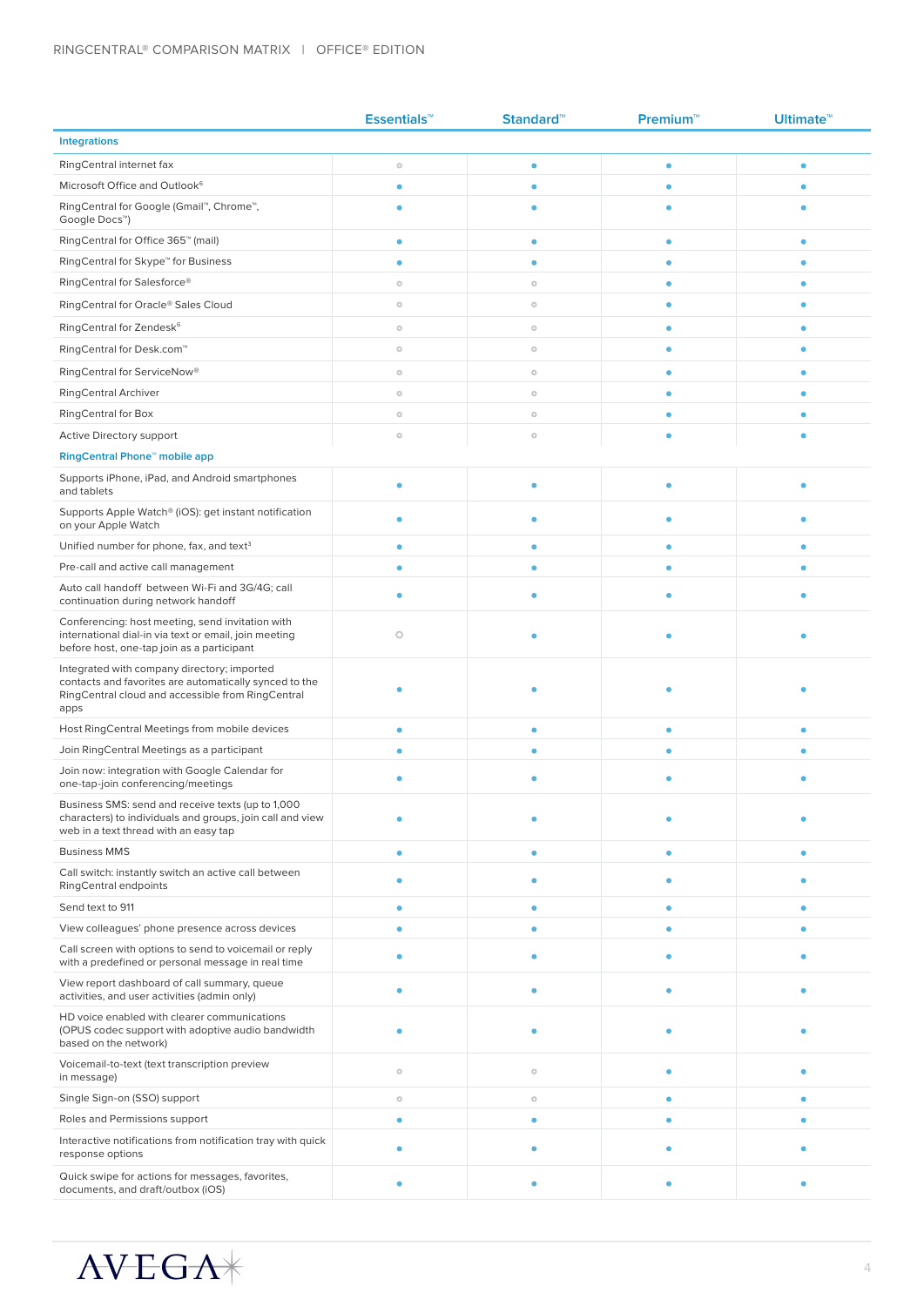|  | Essentials™ | Standard™ | Premium™ | Ultimate™ |
|---|---|---|---|---|
| **Integrations** | | | | |
| RingCentral internet fax | ○ | ● | ● | ● |
| Microsoft Office and Outlook[6] | ● | ● | ● | ● |
| RingCentral for Google (Gmail™, Chrome™, Google Docs™) | ● | ● | ● | ● |
| RingCentral for Office 365™ (mail) | ● | ● | ● | ● |
| RingCentral for Skype™ for Business | ● | ● | ● | ● |
| RingCentral for Salesforce® | ○ | ○ | ● | ● |
| RingCentral for Oracle® Sales Cloud | ○ | ○ | ● | ● |
| RingCentral for Zendesk[6] | ○ | ○ | ● | ● |
| RingCentral for Desk.com™ | ○ | ○ | ● | ● |
| RingCentral for ServiceNow® | ○ | ○ | ● | ● |
| RingCentral Archiver | ○ | ○ | ● | ● |
| RingCentral for Box | ○ | ○ | ● | ● |
| Active Directory support | ○ | ○ | ● | ● |
| **RingCentral Phone™ mobile app** | | | | |
| Supports iPhone, iPad, and Android smartphones and tablets | ● | ● | ● | ● |
| Supports Apple Watch® (iOS): get instant notification on your Apple Watch | ● | ● | ● | ● |
| Unified number for phone, fax, and text[3] | ● | ● | ● | ● |
| Pre-call and active call management | ● | ● | ● | ● |
| Auto call handoff between Wi-Fi and 3G/4G; call continuation during network handoff | ● | ● | ● | ● |
| Conferencing: host meeting, send invitation with international dial-in via text or email, join meeting before host, one-tap join as a participant | ○ | ● | ● | ● |
| Integrated with company directory; imported contacts and favorites are automatically synced to the RingCentral cloud and accessible from RingCentral apps | ● | ● | ● | ● |
| Host RingCentral Meetings from mobile devices | ● | ● | ● | ● |
| Join RingCentral Meetings as a participant | ● | ● | ● | ● |
| Join now: integration with Google Calendar for one-tap-join conferencing/meetings | ● | ● | ● | ● |
| Business SMS: send and receive texts (up to 1,000 characters) to individuals and groups, join call and view web in a text thread with an easy tap | ● | ● | ● | ● |
| Business MMS | ● | ● | ● | ● |
| Call switch: instantly switch an active call between RingCentral endpoints | ● | ● | ● | ● |
| Send text to 911 | ● | ● | ● | ● |
| View colleagues' phone presence across devices | ● | ● | ● | ● |
| Call screen with options to send to voicemail or reply with a predefined or personal message in real time | ● | ● | ● | ● |
| View report dashboard of call summary, queue activities, and user activities (admin only) | ● | ● | ● | ● |
| HD voice enabled with clearer communications (OPUS codec support with adoptive audio bandwidth based on the network) | ● | ● | ● | ● |
| Voicemail-to-text (text transcription preview in message) | ○ | ○ | ● | ● |
| Single Sign-on (SSO) support | ○ | ○ | ● | ● |
| Roles and Permissions support | ● | ● | ● | ● |
| Interactive notifications from notification tray with quick response options | ● | ● | ● | ● |
| Quick swipe for actions for messages, favorites, documents, and draft/outbox (iOS) | ● | ● | ● | ● |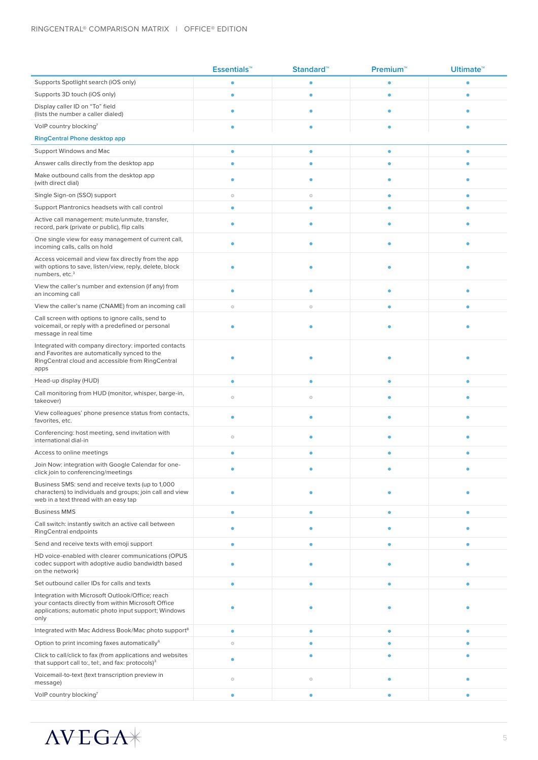| | Essentials™ | Standard™ | Premium™ | Ultimate™ |
|---|---|---|---|---|
| Supports Spotlight search (iOS only) | ● | ● | ● | ● |
| Supports 3D touch (iOS only) | ● | ● | ● | ● |
| Display caller ID on "To" field (lists the number a caller dialed) | ● | ● | ● | ● |
| VoIP country blocking[7] | ● | ● | ● | ● |
| **RingCentral Phone desktop app** | | | | |
| Support Windows and Mac | ● | ● | ● | ● |
| Answer calls directly from the desktop app | ● | ● | ● | ● |
| Make outbound calls from the desktop app (with direct dial) | ● | ● | ● | ● |
| Single Sign-on (SSO) support | ○ | ○ | ● | ● |
| Support Plantronics headsets with call control | ● | ● | ● | ● |
| Active call management: mute/unmute, transfer, record, park (private or public), flip calls | ● | ● | ● | ● |
| One single view for easy management of current call, incoming calls, calls on hold | ● | ● | ● | ● |
| Access voicemail and view fax directly from the app with options to save, listen/view, reply, delete, block numbers, etc.[3] | ● | ● | ● | ● |
| View the caller's number and extension (if any) from an incoming call | ● | ● | ● | ● |
| View the caller's name (CNAME) from an incoming call | ○ | ○ | ● | ● |
| Call screen with options to ignore calls, send to voicemail, or reply with a predefined or personal message in real time | ● | ● | ● | ● |
| Integrated with company directory: imported contacts and Favorites are automatically synced to the RingCentral cloud and accessible from RingCentral apps | ● | ● | ● | ● |
| Head-up display (HUD) | ● | ● | ● | ● |
| Call monitoring from HUD (monitor, whisper, barge-in, takeover) | ○ | ○ | ● | ● |
| View colleagues' phone presence status from contacts, favorites, etc. | ● | ● | ● | ● |
| Conferencing: host meeting, send invitation with international dial-in | ○ | ● | ● | ● |
| Access to online meetings | ● | ● | ● | ● |
| Join Now: integration with Google Calendar for one-click join to conferencing/meetings | ● | ● | ● | ● |
| Business SMS: send and receive texts (up to 1,000 characters) to individuals and groups; join call and view web in a text thread with an easy tap | ● | ● | ● | ● |
| Business MMS | ● | ● | ● | ● |
| Call switch: instantly switch an active call between RingCentral endpoints | ● | ● | ● | ● |
| Send and receive texts with emoji support | ● | ● | ● | ● |
| HD voice-enabled with clearer communications (OPUS codec support with adoptive audio bandwidth based on the network) | ● | ● | ● | ● |
| Set outbound caller IDs for calls and texts | ● | ● | ● | ● |
| Integration with Microsoft Outlook/Office; reach your contacts directly from within Microsoft Office applications; automatic photo input support; Windows only | ● | ● | ● | ● |
| Integrated with Mac Address Book/Mac photo support[8] | ● | ● | ● | ● |
| Option to print incoming faxes automatically[6] | ○ | ● | ● | ● |
| Click to call/click to fax (from applications and websites that support call to:, tel:, and fax: protocols)[3] | ● | ● | ● | ● |
| Voicemail-to-text (text transcription preview in message) | ○ | ○ | ● | ● |
| VoIP country blocking[7] | ● | ● | ● | ● |

AVEGA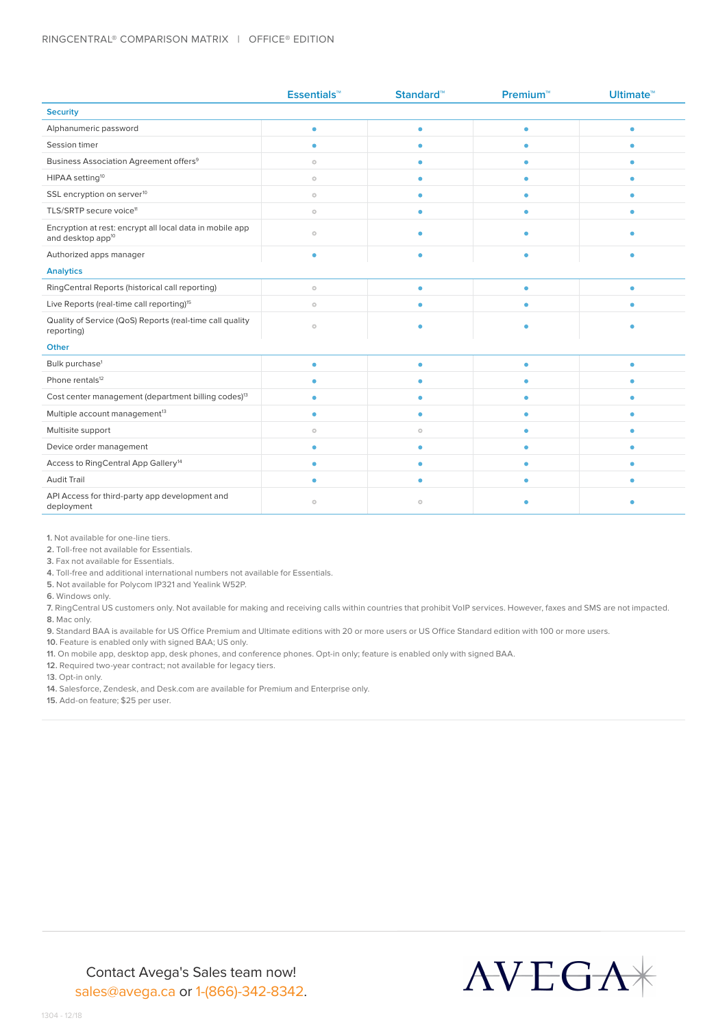| | Essentials™ | Standard™ | Premium™ | Ultimate™ |
|---|---|---|---|---|
| **Security** | | | | |
| Alphanumeric password | ● | ● | ● | ● |
| Session timer | ● | ● | ● | ● |
| Business Association Agreement offers[9] | ○ | ● | ● | ● |
| HIPAA setting[10] | ○ | ● | ● | ● |
| SSL encryption on server[10] | ○ | ● | ● | ● |
| TLS/SRTP secure voice[11] | ○ | ● | ● | ● |
| Encryption at rest: encrypt all local data in mobile app and desktop app[10] | ○ | ● | ● | ● |
| Authorized apps manager | ● | ● | ● | ● |
| **Analytics** | | | | |
| RingCentral Reports (historical call reporting) | ○ | ● | ● | ● |
| Live Reports (real-time call reporting)[15] | ○ | ● | ● | ● |
| Quality of Service (QoS) Reports (real-time call quality reporting) | ○ | ● | ● | ● |
| **Other** | | | | |
| Bulk purchase[1] | ● | ● | ● | ● |
| Phone rentals[12] | ● | ● | ● | ● |
| Cost center management (department billing codes)[13] | ● | ● | ● | ● |
| Multiple account management[13] | ● | ● | ● | ● |
| Multisite support | ○ | ○ | ● | ● |
| Device order management | ● | ● | ● | ● |
| Access to RingCentral App Gallery[14] | ● | ● | ● | ● |
| Audit Trail | ● | ● | ● | ● |
| API Access for third-party app development and deployment | ○ | ○ | ● | ● |

1. Not available for one-line tiers.
2. Toll-free not available for Essentials.
3. Fax not available for Essentials.
4. Toll-free and additional international numbers not available for Essentials.
5. Not available for Polycom IP321 and Yealink W52P.
6. Windows only.
7. RingCentral US customers only. Not available for making and receiving calls within countries that prohibit VoIP services. However, faxes and SMS are not impacted.
8. Mac only.
9. Standard BAA is available for US Office Premium and Ultimate editions with 20 or more users or US Office Standard edition with 100 or more users.
10. Feature is enabled only with signed BAA; US only.
11. On mobile app, desktop app, desk phones, and conference phones. Opt-in only; feature is enabled only with signed BAA.
12. Required two-year contract; not available for legacy tiers.
13. Opt-in only.
14. Salesforce, Zendesk, and Desk.com are available for Premium and Enterprise only.
15. Add-on feature; $25 per user.

Contact Avega's Sales team now!
sales@avega.ca or 1-(866)-342-8342.

AVEGA

1304 - 12/18